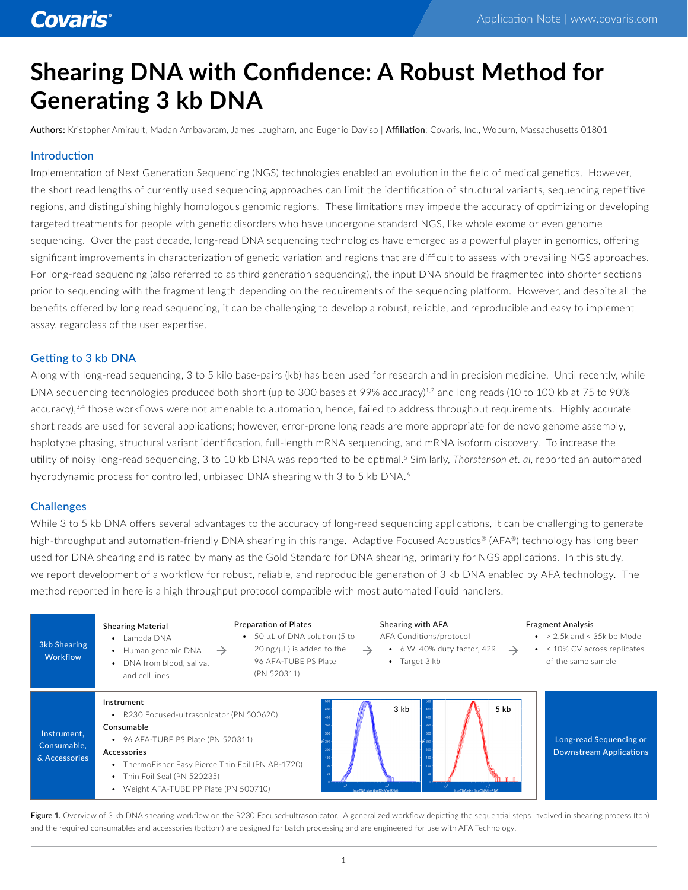# Shearing DNA with Confidence: A Robust Method for Generating 3 kb DNA

**Authors:** Kristopher Amirault, Madan Ambavaram, James Laugharn, and Eugenio Daviso | **Affiliation**: Covaris, Inc., Woburn, Massachusetts 01801

## Introduction

Implementation of Next Generation Sequencing (NGS) technologies enabled an evolution in the field of medical genetics. However, the short read lengths of currently used sequencing approaches can limit the identification of structural variants, sequencing repetitive regions, and distinguishing highly homologous genomic regions. These limitations may impede the accuracy of optimizing or developing targeted treatments for people with genetic disorders who have undergone standard NGS, like whole exome or even genome sequencing. Over the past decade, long-read DNA sequencing technologies have emerged as a powerful player in genomics, offering significant improvements in characterization of genetic variation and regions that are difficult to assess with prevailing NGS approaches. For long-read sequencing (also referred to as third generation sequencing), the input DNA should be fragmented into shorter sections prior to sequencing with the fragment length depending on the requirements of the sequencing platform. However, and despite all the benefits offered by long read sequencing, it can be challenging to develop a robust, reliable, and reproducible and easy to implement assay, regardless of the user expertise.

## Getting to 3 kb DNA

Along with long-read sequencing, 3 to 5 kilo base-pairs (kb) has been used for research and in precision medicine. Until recently, while DNA sequencing technologies produced both short (up to 300 bases at 99% accuracy)[1,2] and long reads (10 to 100 kb at 75 to 90% accuracy),[3,4] those workflows were not amenable to automation, hence, failed to address throughput requirements. Highly accurate short reads are used for several applications; however, error-prone long reads are more appropriate for de novo genome assembly, haplotype phasing, structural variant identification, full-length mRNA sequencing, and mRNA isoform discovery. To increase the utility of noisy long-read sequencing, 3 to 10 kb DNA was reported to be optimal.[5] Similarly, *Thorstenson et. al*, reported an automated hydrodynamic process for controlled, unbiased DNA shearing with 3 to 5 kb DNA.[6]

## Challenges

While 3 to 5 kb DNA offers several advantages to the accuracy of long-read sequencing applications, it can be challenging to generate high-throughput and automation-friendly DNA shearing in this range. Adaptive Focused Acoustics® (AFA®) technology has long been used for DNA shearing and is rated by many as the Gold Standard for DNA shearing, primarily for NGS applications. In this study, we report development of a workflow for robust, reliable, and reproducible generation of 3 kb DNA enabled by AFA technology. The method reported in here is a high throughput protocol compatible with most automated liquid handlers.

**3kb Shearing Workflow**

- **Shearing Material**
  - Lambda DNA
  - Human genomic DNA
  - DNA from blood, saliva, and cell lines
- → **Preparation of Plates**
  - 50 µL of DNA solution (5 to 20 ng/µL) is added to the 96 AFA-TUBE PS Plate (PN 520311)
- → **Shearing with AFA**
  - AFA Conditions/protocol
  - 6 W, 40% duty factor, 42R
  - Target 3 kb
- → **Fragment Analysis**
  - > 2.5k and < 35k bp Mode
  - < 10% CV across replicates of the same sample

**Instrument, Consumable, & Accessories**

- **Instrument**
  - R230 Focused-ultrasonicator (PN 500620)
- **Consumable**
  - 96 AFA-TUBE PS Plate (PN 520311)
- **Accessories**
  - ThermoFisher Easy Pierce Thin Foil (PN AB-1720)
  - Thin Foil Seal (PN 520235)
  - Weight AFA-TUBE PP Plate (PN 500710)

3 kb | 5 kb

**Long-read Sequencing or Downstream Applications**

**Figure 1.** Overview of 3 kb DNA shearing workflow on the R230 Focused-ultrasonicator. A generalized workflow depicting the sequential steps involved in shearing process (top) and the required consumables and accessories (bottom) are designed for batch processing and are engineered for use with AFA Technology.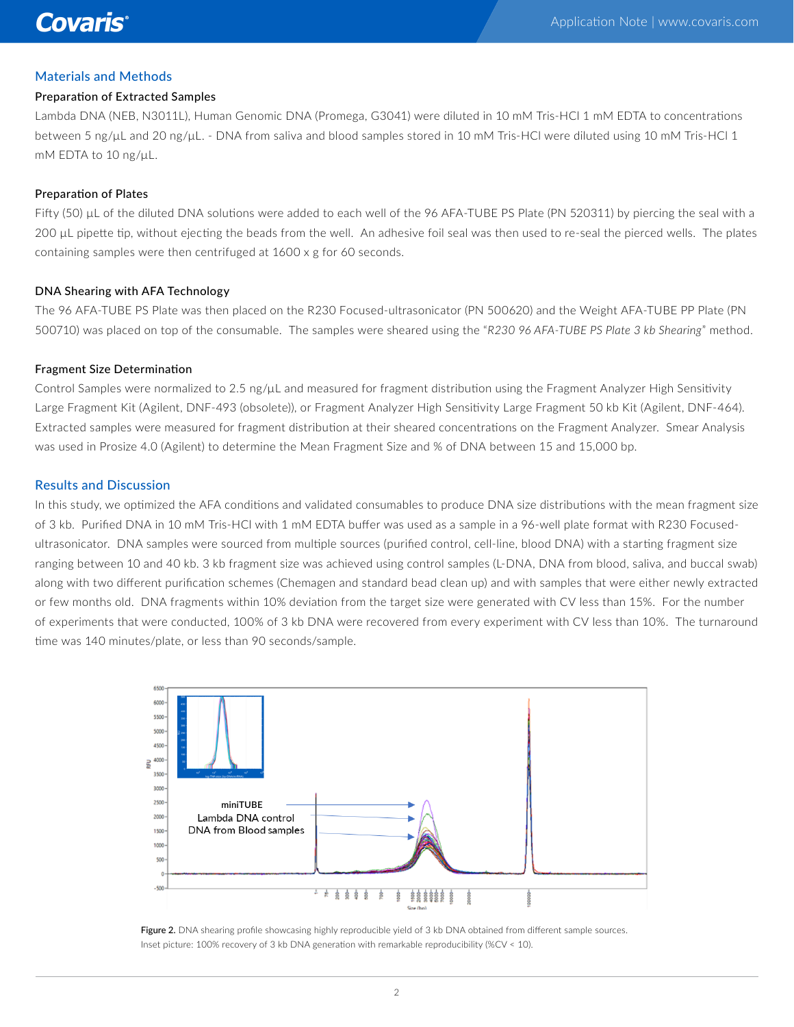## Materials and Methods

### Preparation of Extracted Samples

Lambda DNA (NEB, N3011L), Human Genomic DNA (Promega, G3041) were diluted in 10 mM Tris-HCl 1 mM EDTA to concentrations between 5 ng/µL and 20 ng/µL. - DNA from saliva and blood samples stored in 10 mM Tris-HCl were diluted using 10 mM Tris-HCl 1 mM EDTA to 10 ng/µL.

### Preparation of Plates

Fifty (50) µL of the diluted DNA solutions were added to each well of the 96 AFA-TUBE PS Plate (PN 520311) by piercing the seal with a 200 µL pipette tip, without ejecting the beads from the well. An adhesive foil seal was then used to re-seal the pierced wells. The plates containing samples were then centrifuged at 1600 x g for 60 seconds.

### DNA Shearing with AFA Technology

The 96 AFA-TUBE PS Plate was then placed on the R230 Focused-ultrasonicator (PN 500620) and the Weight AFA-TUBE PP Plate (PN 500710) was placed on top of the consumable. The samples were sheared using the "*R230 96 AFA-TUBE PS Plate 3 kb Shearing*" method.

### Fragment Size Determination

Control Samples were normalized to 2.5 ng/µL and measured for fragment distribution using the Fragment Analyzer High Sensitivity Large Fragment Kit (Agilent, DNF-493 (obsolete)), or Fragment Analyzer High Sensitivity Large Fragment 50 kb Kit (Agilent, DNF-464). Extracted samples were measured for fragment distribution at their sheared concentrations on the Fragment Analyzer. Smear Analysis was used in Prosize 4.0 (Agilent) to determine the Mean Fragment Size and % of DNA between 15 and 15,000 bp.

## Results and Discussion

In this study, we optimized the AFA conditions and validated consumables to produce DNA size distributions with the mean fragment size of 3 kb. Purified DNA in 10 mM Tris-HCl with 1 mM EDTA buffer was used as a sample in a 96-well plate format with R230 Focused-ultrasonicator. DNA samples were sourced from multiple sources (purified control, cell-line, blood DNA) with a starting fragment size ranging between 10 and 40 kb. 3 kb fragment size was achieved using control samples (L-DNA, DNA from blood, saliva, and buccal swab) along with two different purification schemes (Chemagen and standard bead clean up) and with samples that were either newly extracted or few months old. DNA fragments within 10% deviation from the target size were generated with CV less than 15%. For the number of experiments that were conducted, 100% of 3 kb DNA were recovered from every experiment with CV less than 10%. The turnaround time was 140 minutes/plate, or less than 90 seconds/sample.

**Figure 2.** DNA shearing profile showcasing highly reproducible yield of 3 kb DNA obtained from different sample sources. Inset picture: 100% recovery of 3 kb DNA generation with remarkable reproducibility (%CV < 10).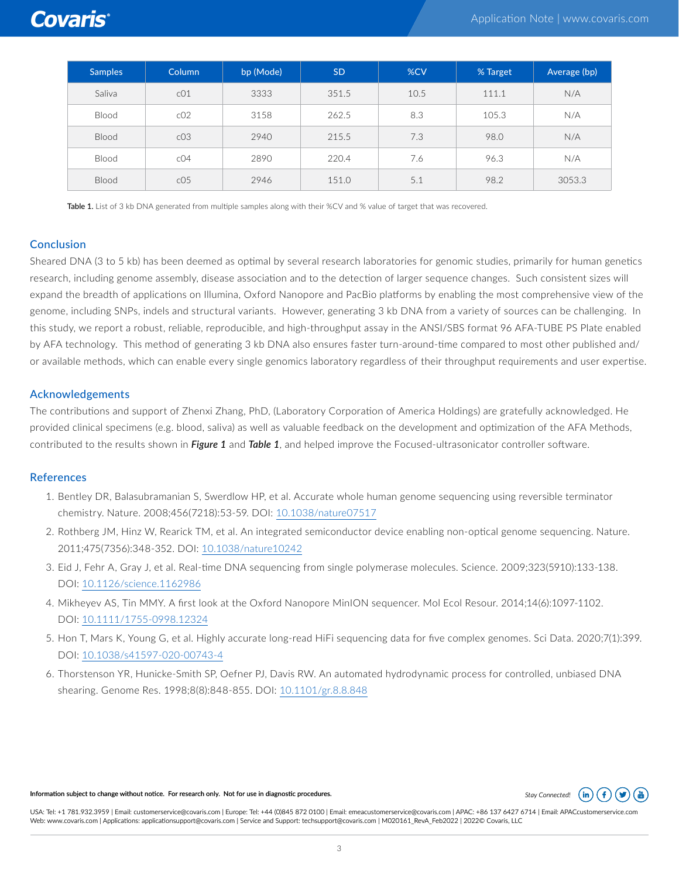| Samples | Column | bp (Mode) | SD | %CV | % Target | Average (bp) |
|---|---|---|---|---|---|---|
| Saliva | c01 | 3333 | 351.5 | 10.5 | 111.1 | N/A |
| Blood | c02 | 3158 | 262.5 | 8.3 | 105.3 | N/A |
| Blood | c03 | 2940 | 215.5 | 7.3 | 98.0 | N/A |
| Blood | c04 | 2890 | 220.4 | 7.6 | 96.3 | N/A |
| Blood | c05 | 2946 | 151.0 | 5.1 | 98.2 | 3053.3 |

**Table 1.** List of 3 kb DNA generated from multiple samples along with their %CV and % value of target that was recovered.

## Conclusion

Sheared DNA (3 to 5 kb) has been deemed as optimal by several research laboratories for genomic studies, primarily for human genetics research, including genome assembly, disease association and to the detection of larger sequence changes. Such consistent sizes will expand the breadth of applications on Illumina, Oxford Nanopore and PacBio platforms by enabling the most comprehensive view of the genome, including SNPs, indels and structural variants. However, generating 3 kb DNA from a variety of sources can be challenging. In this study, we report a robust, reliable, reproducible, and high-throughput assay in the ANSI/SBS format 96 AFA-TUBE PS Plate enabled by AFA technology. This method of generating 3 kb DNA also ensures faster turn-around-time compared to most other published and/or available methods, which can enable every single genomics laboratory regardless of their throughput requirements and user expertise.

## Acknowledgements

The contributions and support of Zhenxi Zhang, PhD, (Laboratory Corporation of America Holdings) are gratefully acknowledged. He provided clinical specimens (e.g. blood, saliva) as well as valuable feedback on the development and optimization of the AFA Methods, contributed to the results shown in ***Figure 1*** and ***Table 1***, and helped improve the Focused-ultrasonicator controller software.

## References

1. Bentley DR, Balasubramanian S, Swerdlow HP, et al. Accurate whole human genome sequencing using reversible terminator chemistry. Nature. 2008;456(7218):53-59. DOI: 10.1038/nature07517
2. Rothberg JM, Hinz W, Rearick TM, et al. An integrated semiconductor device enabling non-optical genome sequencing. Nature. 2011;475(7356):348-352. DOI: 10.1038/nature10242
3. Eid J, Fehr A, Gray J, et al. Real-time DNA sequencing from single polymerase molecules. Science. 2009;323(5910):133-138. DOI: 10.1126/science.1162986
4. Mikheyev AS, Tin MMY. A first look at the Oxford Nanopore MinION sequencer. Mol Ecol Resour. 2014;14(6):1097-1102. DOI: 10.1111/1755-0998.12324
5. Hon T, Mars K, Young G, et al. Highly accurate long-read HiFi sequencing data for five complex genomes. Sci Data. 2020;7(1):399. DOI: 10.1038/s41597-020-00743-4
6. Thorstenson YR, Hunicke-Smith SP, Oefner PJ, Davis RW. An automated hydrodynamic process for controlled, unbiased DNA shearing. Genome Res. 1998;8(8):848-855. DOI: 10.1101/gr.8.8.848

**Information subject to change without notice. For research only. Not for use in diagnostic procedures.**

*Stay Connected!*

USA: Tel: +1 781.932.3959 | Email: customerservice@covaris.com | Europe: Tel: +44 (0)845 872 0100 | Email: emeacustomerservice@covaris.com | APAC: +86 137 6427 6714 | Email: APACcustomerservice.com
Web: www.covaris.com | Applications: applicationsupport@covaris.com | Service and Support: techsupport@covaris.com | M020161_RevA_Feb2022 | 2022© Covaris, LLC